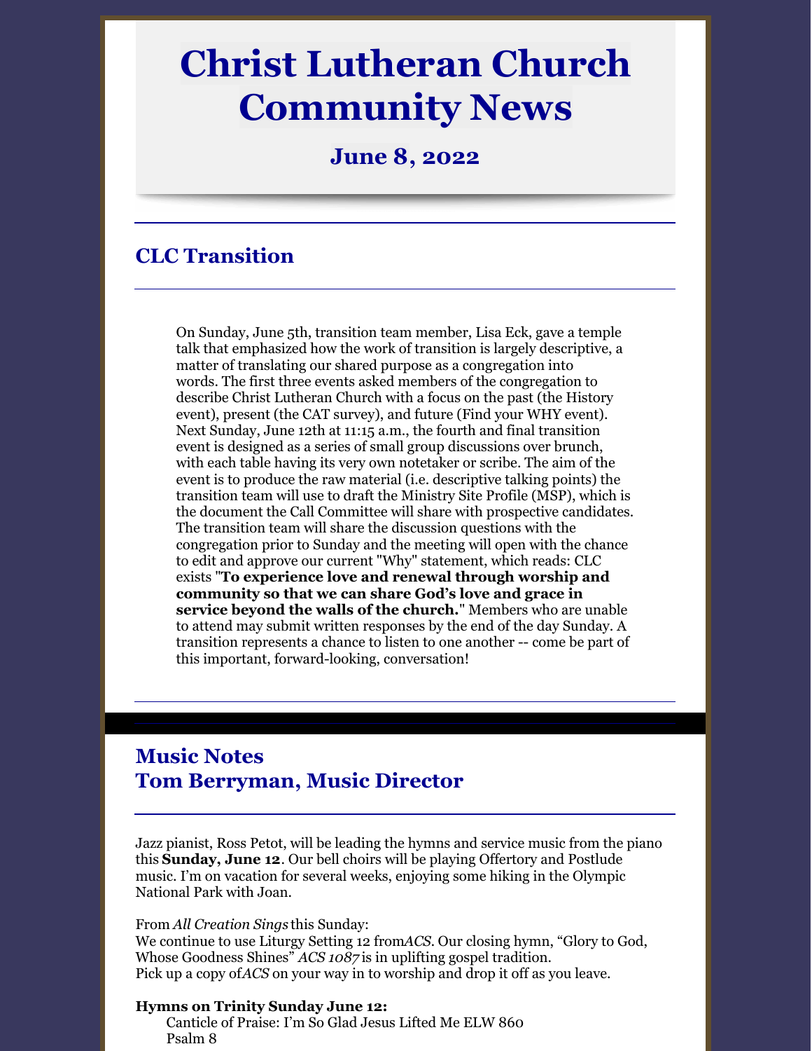# Christ Lutheran Church Community News

## June 8, 2022

## CLC Transition

On Sunday, June 5th, transition team member, Lisa Eck, gave a temple talk that emphasized how the work of transition is largely descriptive, a matter of translating our shared purpose as a congregation into words. The first three events asked members of the congregation to describe Christ Lutheran Church with a focus on the past (the History event), present (the CAT survey), and future (Find your WHY event). Next Sunday, June 12th at 11:15 a.m., the fourth and final transition event is designed as a series of small group discussions over brunch, with each table having its very own notetaker or scribe. The aim of the event is to produce the raw material (i.e. descriptive talking points) the transition team will use to draft the Ministry Site Profile (MSP), which is the document the Call Committee will share with prospective candidates. The transition team will share the discussion questions with the congregation prior to Sunday and the meeting will open with the chance to edit and approve our current "Why" statement, which reads: CLC exists "**To experience love and renewal through worship and community so that we can share God's love and grace in service beyond the walls of the church.**" Members who are unable to attend may submit written responses by the end of the day Sunday. A transition represents a chance to listen to one another -- come be part of this important, forward-looking, conversation!

## Music Notes
## Tom Berryman, Music Director

Jazz pianist, Ross Petot, will be leading the hymns and service music from the piano this **Sunday, June 12**. Our bell choirs will be playing Offertory and Postlude music. I'm on vacation for several weeks, enjoying some hiking in the Olympic National Park with Joan.

From *All Creation Sings* this Sunday:
We continue to use Liturgy Setting 12 from *ACS*. Our closing hymn, "Glory to God, Whose Goodness Shines" *ACS 1087* is in uplifting gospel tradition.
Pick up a copy of *ACS* on your way in to worship and drop it off as you leave.

**Hymns on Trinity Sunday June 12:**

Canticle of Praise: I'm So Glad Jesus Lifted Me ELW 860
Psalm 8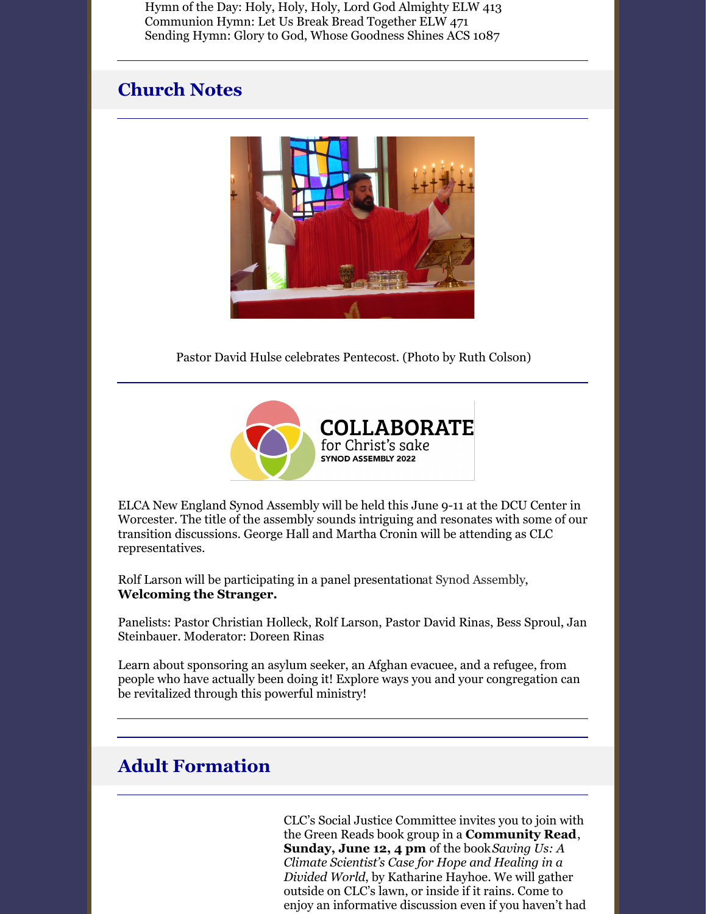Hymn of the Day: Holy, Holy, Holy, Lord God Almighty ELW 413
Communion Hymn: Let Us Break Bread Together ELW 471
Sending Hymn: Glory to God, Whose Goodness Shines ACS 1087

---

## Church Notes

---

Pastor David Hulse celebrates Pentecost. (Photo by Ruth Colson)

---

ELCA New England Synod Assembly will be held this June 9-11 at the DCU Center in Worcester. The title of the assembly sounds intriguing and resonates with some of our transition discussions. George Hall and Martha Cronin will be attending as CLC representatives.

Rolf Larson will be participating in a panel presentation at Synod Assembly, **Welcoming the Stranger.**

Panelists: Pastor Christian Holleck, Rolf Larson, Pastor David Rinas, Bess Sproul, Jan Steinbauer. Moderator: Doreen Rinas

Learn about sponsoring an asylum seeker, an Afghan evacuee, and a refugee, from people who have actually been doing it! Explore ways you and your congregation can be revitalized through this powerful ministry!

---

## Adult Formation

---

CLC's Social Justice Committee invites you to join with the Green Reads book group in a **Community Read**, **Sunday, June 12, 4 pm** of the book *Saving Us: A Climate Scientist's Case for Hope and Healing in a Divided World*, by Katharine Hayhoe. We will gather outside on CLC's lawn, or inside if it rains. Come to enjoy an informative discussion even if you haven't had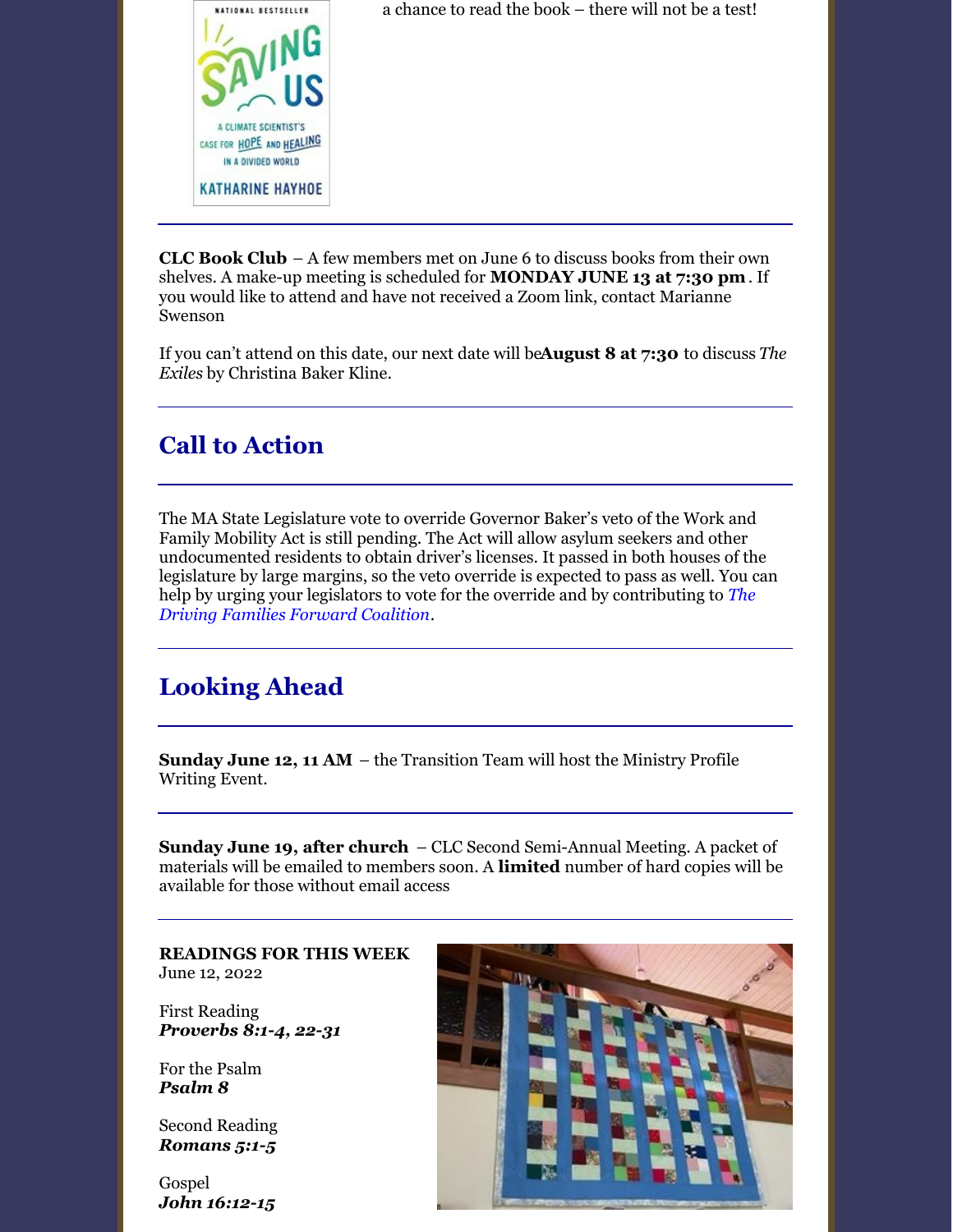a chance to read the book – there will not be a test!

---

**CLC Book Club** – A few members met on June 6 to discuss books from their own shelves. A make-up meeting is scheduled for **MONDAY JUNE 13 at 7:30 pm**. If you would like to attend and have not received a Zoom link, contact Marianne Swenson

If you can't attend on this date, our next date will be**August 8 at 7:30** to discuss *The Exiles* by Christina Baker Kline.

---

## Call to Action

---

The MA State Legislature vote to override Governor Baker's veto of the Work and Family Mobility Act is still pending. The Act will allow asylum seekers and other undocumented residents to obtain driver's licenses. It passed in both houses of the legislature by large margins, so the veto override is expected to pass as well. You can help by urging your legislators to vote for the override and by contributing to *The Driving Families Forward Coalition*.

---

## Looking Ahead

---

**Sunday June 12, 11 AM** – the Transition Team will host the Ministry Profile Writing Event.

---

**Sunday June 19, after church** – CLC Second Semi-Annual Meeting. A packet of materials will be emailed to members soon. A **limited** number of hard copies will be available for those without email access

---

**READINGS FOR THIS WEEK**
June 12, 2022

First Reading
***Proverbs 8:1-4, 22-31***

For the Psalm
***Psalm 8***

Second Reading
***Romans 5:1-5***

Gospel
***John 16:12-15***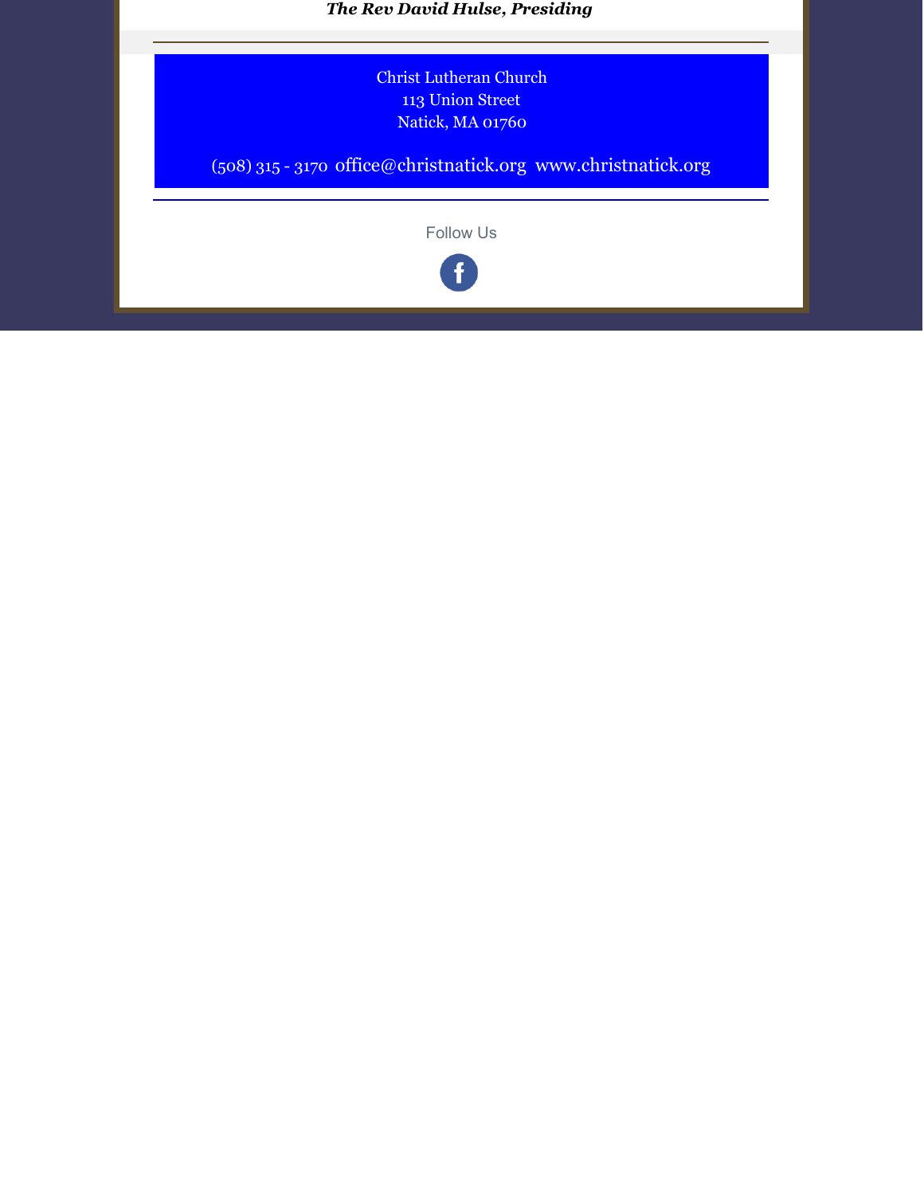***The Rev David Hulse, Presiding***

---

Christ Lutheran Church
113 Union Street
Natick, MA 01760

(508) 315 - 3170 office@christnatick.org www.christnatick.org

---

Follow Us